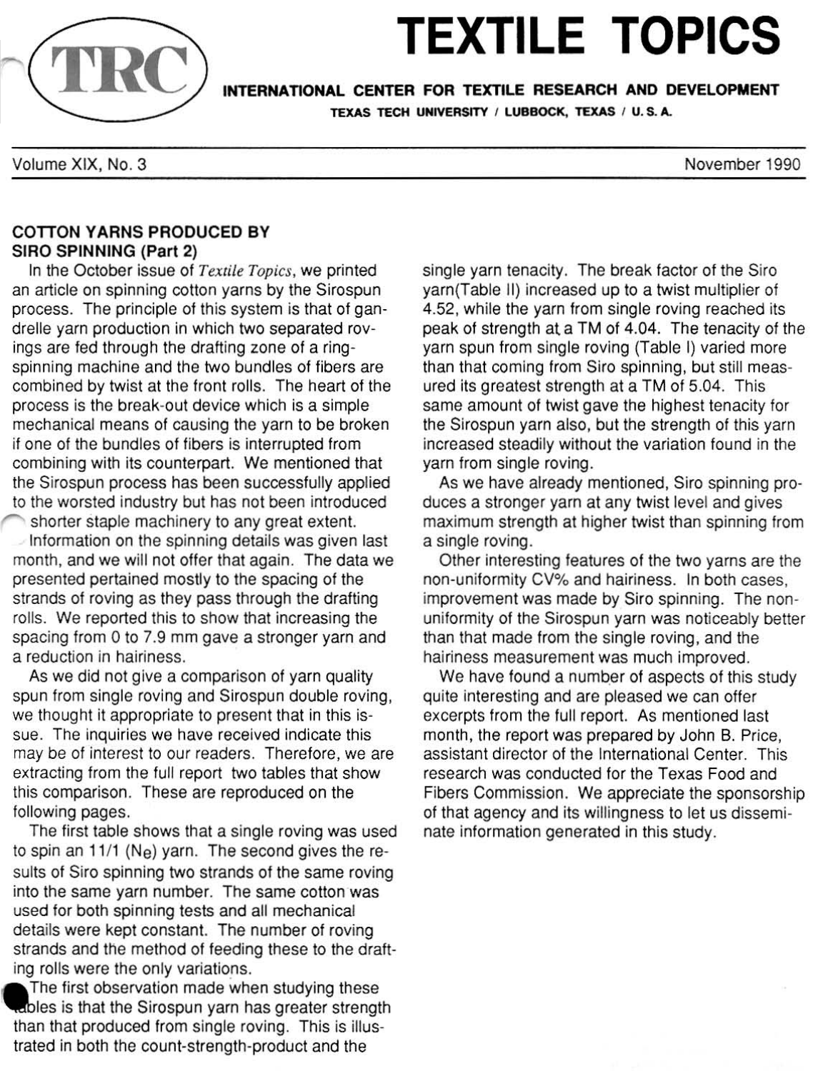# TEXTILE TOPICS

**INTERNATIONAL CENTER FOR TEXTILE RESEARCH AND DEVELOPMENT**

**TEXAS TECH UNIVERSITY / LUBBOCK, TEXAS / U. S. A.**

Volume XIX, No. 3 — November 1990

## COTTON YARNS PRODUCED BY SIRO SPINNING (Part 2)

In the October issue of *Textile Topics*, we printed an article on spinning cotton yarns by the Sirospun process. The principle of this system is that of gandrelle yarn production in which two separated rovings are fed through the drafting zone of a ring-spinning machine and the two bundles of fibers are combined by twist at the front rolls. The heart of the process is the break-out device which is a simple mechanical means of causing the yarn to be broken if one of the bundles of fibers is interrupted from combining with its counterpart. We mentioned that the Sirospun process has been successfully applied to the worsted industry but has not been introduced shorter staple machinery to any great extent.

Information on the spinning details was given last month, and we will not offer that again. The data we presented pertained mostly to the spacing of the strands of roving as they pass through the drafting rolls. We reported this to show that increasing the spacing from 0 to 7.9 mm gave a stronger yarn and a reduction in hairiness.

As we did not give a comparison of yarn quality spun from single roving and Sirospun double roving, we thought it appropriate to present that in this issue. The inquiries we have received indicate this may be of interest to our readers. Therefore, we are extracting from the full report two tables that show this comparison. These are reproduced on the following pages.

The first table shows that a single roving was used to spin an 11/1 ($N_e$) yarn. The second gives the results of Siro spinning two strands of the same roving into the same yarn number. The same cotton was used for both spinning tests and all mechanical details were kept constant. The number of roving strands and the method of feeding these to the drafting rolls were the only variations.

The first observation made when studying these tables is that the Sirospun yarn has greater strength than that produced from single roving. This is illustrated in both the count-strength-product and the single yarn tenacity. The break factor of the Siro yarn(Table II) increased up to a twist multiplier of 4.52, while the yarn from single roving reached its peak of strength at a TM of 4.04. The tenacity of the yarn spun from single roving (Table I) varied more than that coming from Siro spinning, but still measured its greatest strength at a TM of 5.04. This same amount of twist gave the highest tenacity for the Sirospun yarn also, but the strength of this yarn increased steadily without the variation found in the yarn from single roving.

As we have already mentioned, Siro spinning produces a stronger yarn at any twist level and gives maximum strength at higher twist than spinning from a single roving.

Other interesting features of the two yarns are the non-uniformity CV% and hairiness. In both cases, improvement was made by Siro spinning. The non-uniformity of the Sirospun yarn was noticeably better than that made from the single roving, and the hairiness measurement was much improved.

We have found a number of aspects of this study quite interesting and are pleased we can offer excerpts from the full report. As mentioned last month, the report was prepared by John B. Price, assistant director of the International Center. This research was conducted for the Texas Food and Fibers Commission. We appreciate the sponsorship of that agency and its willingness to let us disseminate information generated in this study.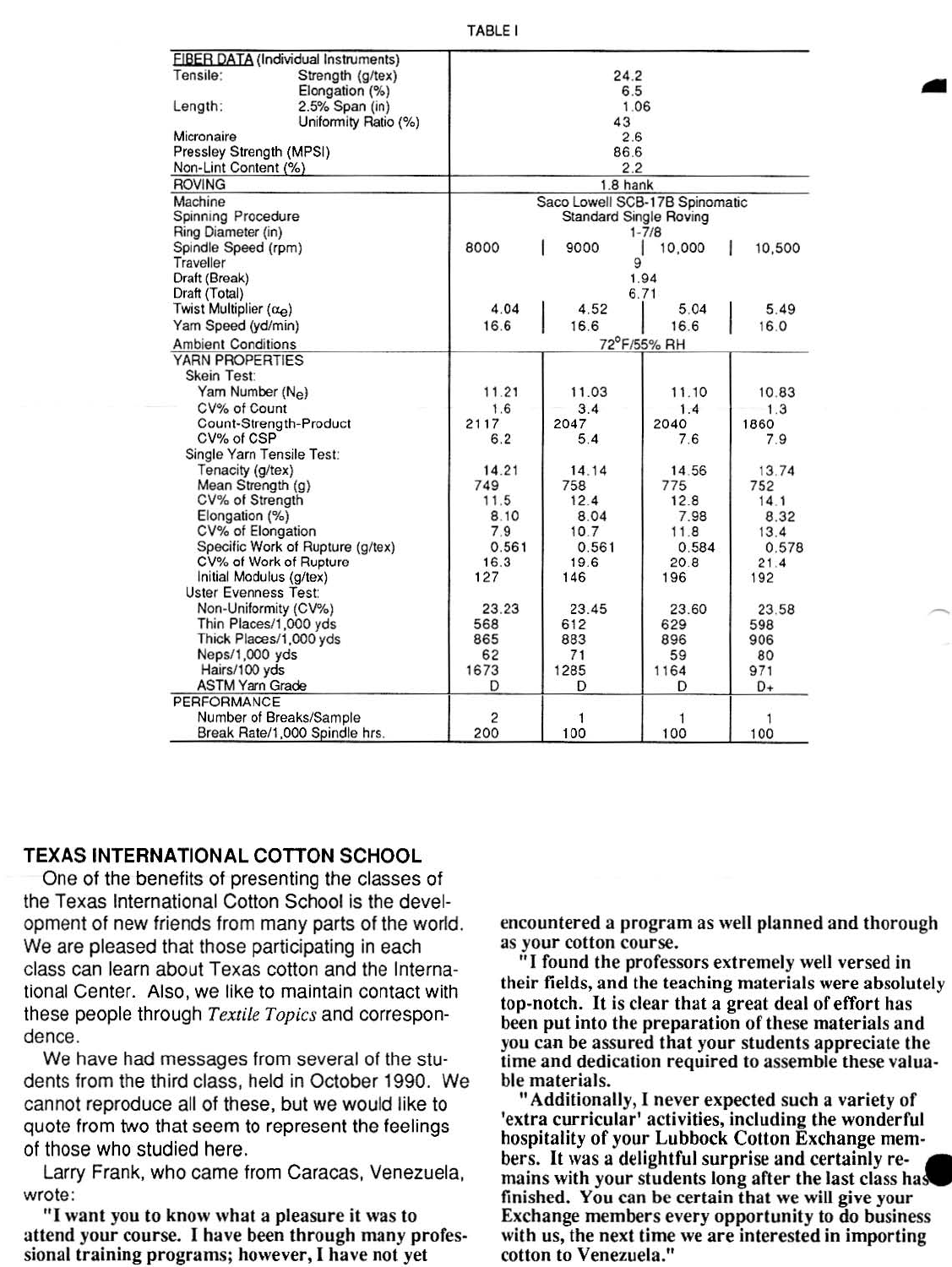TABLE I

| | | | | |
|---|---|---|---|---|
| **FIBER DATA** (Individual Instruments) | | | | |
| Tensile: Strength (g/tex) | 24.2 | | | |
| Elongation (%) | 6.5 | | | |
| Length: 2.5% Span (in) | 1.06 | | | |
| Uniformity Ratio (%) | 43 | | | |
| Micronaire | 2.6 | | | |
| Pressley Strength (MPSI) | 86.6 | | | |
| Non-Lint Content (%) | 2.2 | | | |
| **ROVING** | 1.8 hank | | | |
| Machine | Saco Lowell SCB-17B Spinomatic | | | |
| Spinning Procedure | Standard Single Roving | | | |
| Ring Diameter (in) | 1-7/8 | | | |
| Spindle Speed (rpm) | 8000 | 9000 | 10,000 | 10,500 |
| Traveller | 9 | | | |
| Draft (Break) | 1.94 | | | |
| Draft (Total) | 6.71 | | | |
| Twist Multiplier ($\alpha_e$) | 4.04 | 4.52 | 5.04 | 5.49 |
| Yarn Speed (yd/min) | 16.6 | 16.6 | 16.6 | 16.0 |
| Ambient Conditions | 72°F/55% RH | | | |
| **YARN PROPERTIES** | | | | |
| Skein Test: | | | | |
| Yarn Number ($N_e$) | 11.21 | 11.03 | 11.10 | 10.83 |
| CV% of Count | 1.6 | 3.4 | 1.4 | 1.3 |
| Count-Strength-Product | 2117 | 2047 | 2040 | 1860 |
| CV% of CSP | 6.2 | 5.4 | 7.6 | 7.9 |
| Single Yarn Tensile Test: | | | | |
| Tenacity (g/tex) | 14.21 | 14.14 | 14.56 | 13.74 |
| Mean Strength (g) | 749 | 758 | 775 | 752 |
| CV% of Strength | 11.5 | 12.4 | 12.8 | 14.1 |
| Elongation (%) | 8.10 | 8.04 | 7.98 | 8.32 |
| CV% of Elongation | 7.9 | 10.7 | 11.8 | 13.4 |
| Specific Work of Rupture (g/tex) | 0.561 | 0.561 | 0.584 | 0.578 |
| CV% of Work of Rupture | 16.3 | 19.6 | 20.8 | 21.4 |
| Initial Modulus (g/tex) | 127 | 146 | 196 | 192 |
| Uster Evenness Test: | | | | |
| Non-Uniformity (CV%) | 23.23 | 23.45 | 23.60 | 23.58 |
| Thin Places/1,000 yds | 568 | 612 | 629 | 598 |
| Thick Places/1,000 yds | 865 | 883 | 896 | 906 |
| Neps/1,000 yds | 62 | 71 | 59 | 80 |
| Hairs/100 yds | 1673 | 1285 | 1164 | 971 |
| ASTM Yarn Grade | D | D | D | D+ |
| **PERFORMANCE** | | | | |
| Number of Breaks/Sample | 2 | 1 | 1 | 1 |
| Break Rate/1,000 Spindle hrs. | 200 | 100 | 100 | 100 |

## TEXAS INTERNATIONAL COTTON SCHOOL

One of the benefits of presenting the classes of the Texas International Cotton School is the development of new friends from many parts of the world. We are pleased that those participating in each class can learn about Texas cotton and the International Center. Also, we like to maintain contact with these people through *Textile Topics* and correspondence.

We have had messages from several of the students from the third class, held in October 1990. We cannot reproduce all of these, but we would like to quote from two that seem to represent the feelings of those who studied here.

Larry Frank, who came from Caracas, Venezuela, wrote:

**"I want you to know what a pleasure it was to attend your course. I have been through many professional training programs; however, I have not yet encountered a program as well planned and thorough as your cotton course.**

**"I found the professors extremely well versed in their fields, and the teaching materials were absolutely top-notch. It is clear that a great deal of effort has been put into the preparation of these materials and you can be assured that your students appreciate the time and dedication required to assemble these valuable materials.**

**"Additionally, I never expected such a variety of 'extra curricular' activities, including the wonderful hospitality of your Lubbock Cotton Exchange members. It was a delightful surprise and certainly remains with your students long after the last class has finished. You can be certain that we will give your Exchange members every opportunity to do business with us, the next time we are interested in importing cotton to Venezuela."**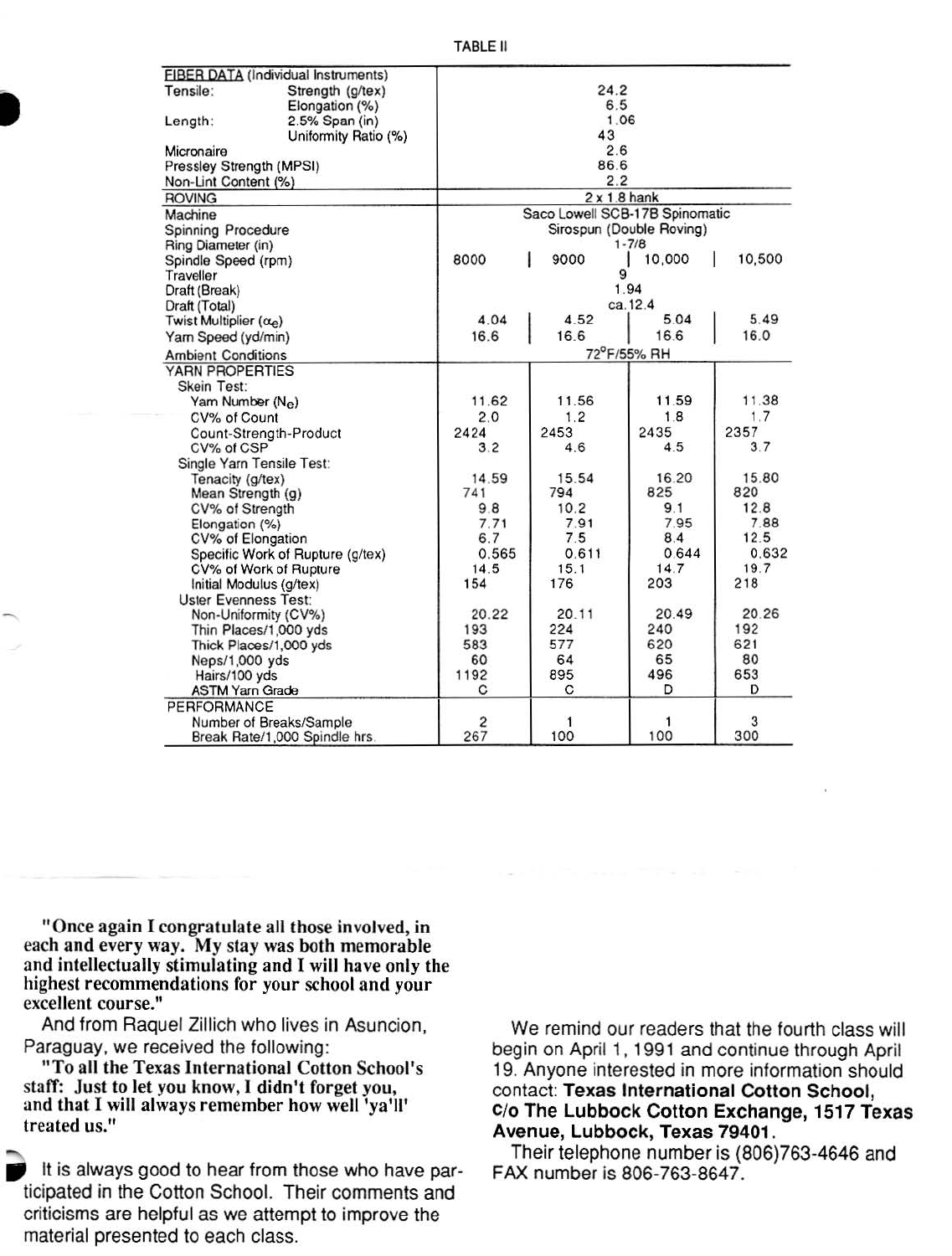TABLE II

| | | | | |
|---|---|---|---|---|
| **FIBER DATA** (Individual Instruments) | | | | |
| Tensile: Strength (g/tex) | 24.2 | | | |
| Elongation (%) | 6.5 | | | |
| Length: 2.5% Span (in) | 1.06 | | | |
| Uniformity Ratio (%) | 43 | | | |
| Micronaire | 2.6 | | | |
| Pressley Strength (MPSI) | 86.6 | | | |
| Non-Lint Content (%) | 2.2 | | | |
| **ROVING** | 2 x 1.8 hank | | | |
| Machine | Saco Lowell SCB-17B Spinomatic | | | |
| Spinning Procedure | Sirospun (Double Roving) | | | |
| Ring Diameter (in) | 1-7/8 | | | |
| Spindle Speed (rpm) | 8000 | 9000 | 10,000 | 10,500 |
| Traveller | 9 | | | |
| Draft (Break) | 1.94 | | | |
| Draft (Total) | ca. 12.4 | | | |
| Twist Multiplier ($\alpha_e$) | 4.04 | 4.52 | 5.04 | 5.49 |
| Yarn Speed (yd/min) | 16.6 | 16.6 | 16.6 | 16.0 |
| Ambient Conditions | 72°F/55% RH | | | |
| **YARN PROPERTIES** | | | | |
| Skein Test: | | | | |
| Yarn Number ($N_e$) | 11.62 | 11.56 | 11.59 | 11.38 |
| CV% of Count | 2.0 | 1.2 | 1.8 | 1.7 |
| Count-Strength-Product | 2424 | 2453 | 2435 | 2357 |
| CV% of CSP | 3.2 | 4.6 | 4.5 | 3.7 |
| Single Yarn Tensile Test: | | | | |
| Tenacity (g/tex) | 14.59 | 15.54 | 16.20 | 15.80 |
| Mean Strength (g) | 741 | 794 | 825 | 820 |
| CV% of Strength | 9.8 | 10.2 | 9.1 | 12.8 |
| Elongation (%) | 7.71 | 7.91 | 7.95 | 7.88 |
| CV% of Elongation | 6.7 | 7.5 | 8.4 | 12.5 |
| Specific Work of Rupture (g/tex) | 0.565 | 0.611 | 0.644 | 0.632 |
| CV% of Work of Rupture | 14.5 | 15.1 | 14.7 | 19.7 |
| Initial Modulus (g/tex) | 154 | 176 | 203 | 218 |
| Uster Evenness Test: | | | | |
| Non-Uniformity (CV%) | 20.22 | 20.11 | 20.49 | 20.26 |
| Thin Places/1,000 yds | 193 | 224 | 240 | 192 |
| Thick Places/1,000 yds | 583 | 577 | 620 | 621 |
| Neps/1,000 yds | 60 | 64 | 65 | 80 |
| Hairs/100 yds | 1192 | 895 | 496 | 653 |
| ASTM Yarn Grade | C | C | D | D |
| **PERFORMANCE** | | | | |
| Number of Breaks/Sample | 2 | 1 | 1 | 3 |
| Break Rate/1,000 Spindle hrs. | 267 | 100 | 100 | 300 |

**"Once again I congratulate all those involved, in each and every way. My stay was both memorable and intellectually stimulating and I will have only the highest recommendations for your school and your excellent course."**

And from Raquel Zillich who lives in Asuncion, Paraguay, we received the following:

**"To all the Texas International Cotton School's staff: Just to let you know, I didn't forget you, and that I will always remember how well 'ya'll' treated us."**

It is always good to hear from those who have participated in the Cotton School. Their comments and criticisms are helpful as we attempt to improve the material presented to each class.

We remind our readers that the fourth class will begin on April 1, 1991 and continue through April 19. Anyone interested in more information should contact: **Texas International Cotton School, c/o The Lubbock Cotton Exchange, 1517 Texas Avenue, Lubbock, Texas 79401.**

Their telephone number is (806)763-4646 and FAX number is 806-763-8647.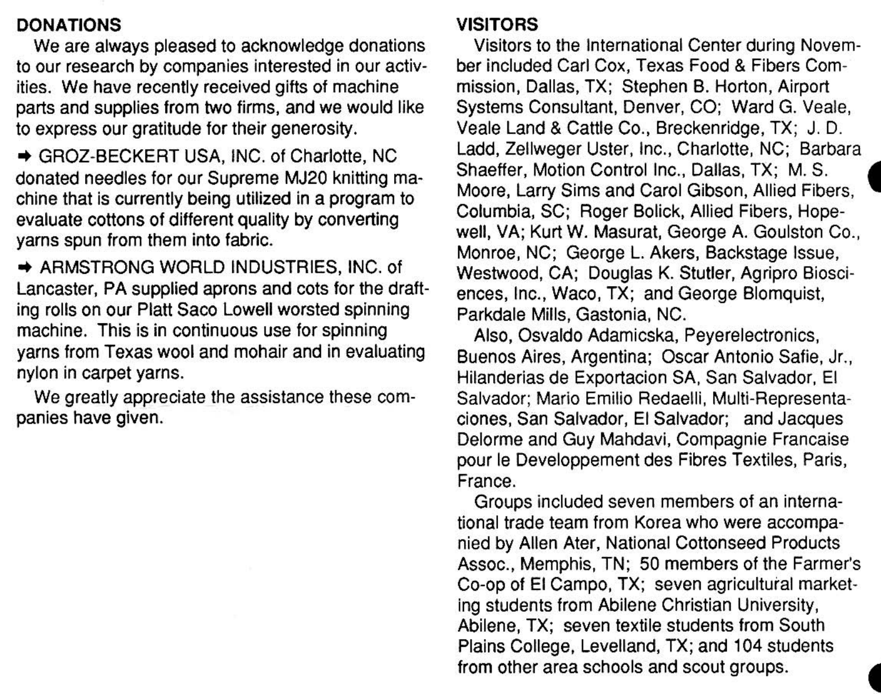## DONATIONS

We are always pleased to acknowledge donations to our research by companies interested in our activities. We have recently received gifts of machine parts and supplies from two firms, and we would like to express our gratitude for their generosity.

➡ GROZ-BECKERT USA, INC. of Charlotte, NC donated needles for our Supreme MJ20 knitting machine that is currently being utilized in a program to evaluate cottons of different quality by converting yarns spun from them into fabric.

➡ ARMSTRONG WORLD INDUSTRIES, INC. of Lancaster, PA supplied aprons and cots for the drafting rolls on our Platt Saco Lowell worsted spinning machine. This is in continuous use for spinning yarns from Texas wool and mohair and in evaluating nylon in carpet yarns.

We greatly appreciate the assistance these companies have given.

## VISITORS

Visitors to the International Center during November included Carl Cox, Texas Food & Fibers Commission, Dallas, TX; Stephen B. Horton, Airport Systems Consultant, Denver, CO; Ward G. Veale, Veale Land & Cattle Co., Breckenridge, TX; J. D. Ladd, Zellweger Uster, Inc., Charlotte, NC; Barbara Shaeffer, Motion Control Inc., Dallas, TX; M. S. Moore, Larry Sims and Carol Gibson, Allied Fibers, Columbia, SC; Roger Bolick, Allied Fibers, Hopewell, VA; Kurt W. Masurat, George A. Goulston Co., Monroe, NC; George L. Akers, Backstage Issue, Westwood, CA; Douglas K. Stutler, Agripro Biosciences, Inc., Waco, TX; and George Blomquist, Parkdale Mills, Gastonia, NC.

Also, Osvaldo Adamicska, Peyerelectronics, Buenos Aires, Argentina; Oscar Antonio Safie, Jr., Hilanderias de Exportacion SA, San Salvador, El Salvador; Mario Emilio Redaelli, Multi-Representaciones, San Salvador, El Salvador; and Jacques Delorme and Guy Mahdavi, Compagnie Francaise pour le Developpement des Fibres Textiles, Paris, France.

Groups included seven members of an international trade team from Korea who were accompanied by Allen Ater, National Cottonseed Products Assoc., Memphis, TN; 50 members of the Farmer's Co-op of El Campo, TX; seven agricultural marketing students from Abilene Christian University, Abilene, TX; seven textile students from South Plains College, Levelland, TX; and 104 students from other area schools and scout groups.